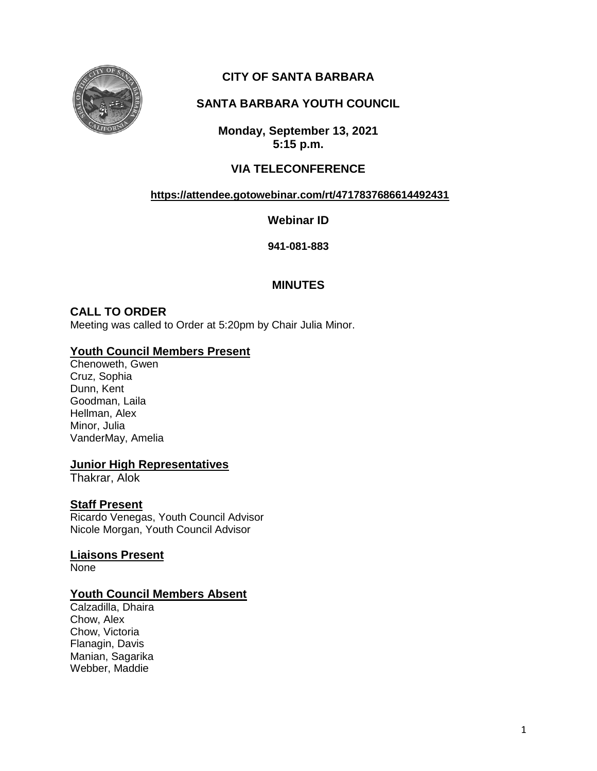# CITY OF SANTA BARBARA

## SANTA BARBARA YOUTH COUNCIL

**Monday, September 13, 2021**
**5:15 p.m.**

**VIA TELECONFERENCE**

**https://attendee.gotowebinar.com/rt/4717837686614492431**

**Webinar ID**

**941-081-883**

## MINUTES

### CALL TO ORDER

Meeting was called to Order at 5:20pm by Chair Julia Minor.

### Youth Council Members Present

Chenoweth, Gwen
Cruz, Sophia
Dunn, Kent
Goodman, Laila
Hellman, Alex
Minor, Julia
VanderMay, Amelia

### Junior High Representatives

Thakrar, Alok

### Staff Present

Ricardo Venegas, Youth Council Advisor
Nicole Morgan, Youth Council Advisor

### Liaisons Present

None

### Youth Council Members Absent

Calzadilla, Dhaira
Chow, Alex
Chow, Victoria
Flanagin, Davis
Manian, Sagarika
Webber, Maddie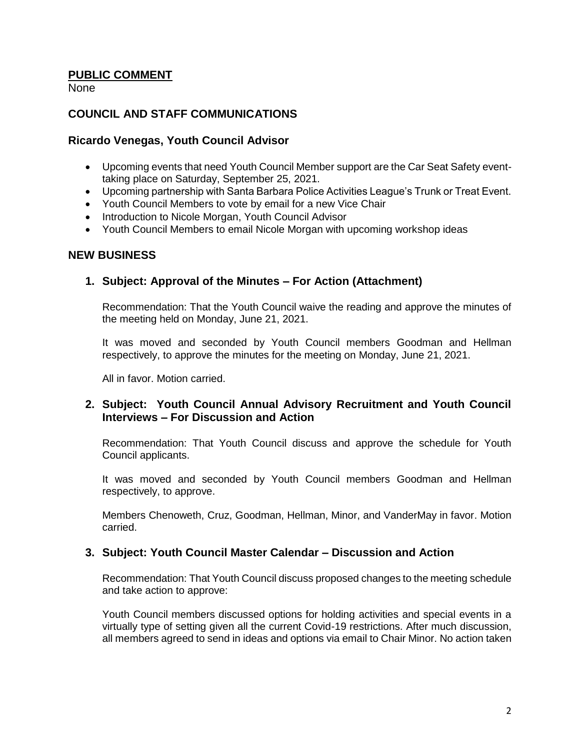## PUBLIC COMMENT

None

## COUNCIL AND STAFF COMMUNICATIONS

### Ricardo Venegas, Youth Council Advisor

- Upcoming events that need Youth Council Member support are the Car Seat Safety event-taking place on Saturday, September 25, 2021.
- Upcoming partnership with Santa Barbara Police Activities League's Trunk or Treat Event.
- Youth Council Members to vote by email for a new Vice Chair
- Introduction to Nicole Morgan, Youth Council Advisor
- Youth Council Members to email Nicole Morgan with upcoming workshop ideas

## NEW BUSINESS

### 1. Subject: Approval of the Minutes – For Action (Attachment)

Recommendation: That the Youth Council waive the reading and approve the minutes of the meeting held on Monday, June 21, 2021.

It was moved and seconded by Youth Council members Goodman and Hellman respectively, to approve the minutes for the meeting on Monday, June 21, 2021.

All in favor. Motion carried.

### 2. Subject: Youth Council Annual Advisory Recruitment and Youth Council Interviews – For Discussion and Action

Recommendation: That Youth Council discuss and approve the schedule for Youth Council applicants.

It was moved and seconded by Youth Council members Goodman and Hellman respectively, to approve.

Members Chenoweth, Cruz, Goodman, Hellman, Minor, and VanderMay in favor. Motion carried.

### 3. Subject: Youth Council Master Calendar – Discussion and Action

Recommendation: That Youth Council discuss proposed changes to the meeting schedule and take action to approve:

Youth Council members discussed options for holding activities and special events in a virtually type of setting given all the current Covid-19 restrictions. After much discussion, all members agreed to send in ideas and options via email to Chair Minor. No action taken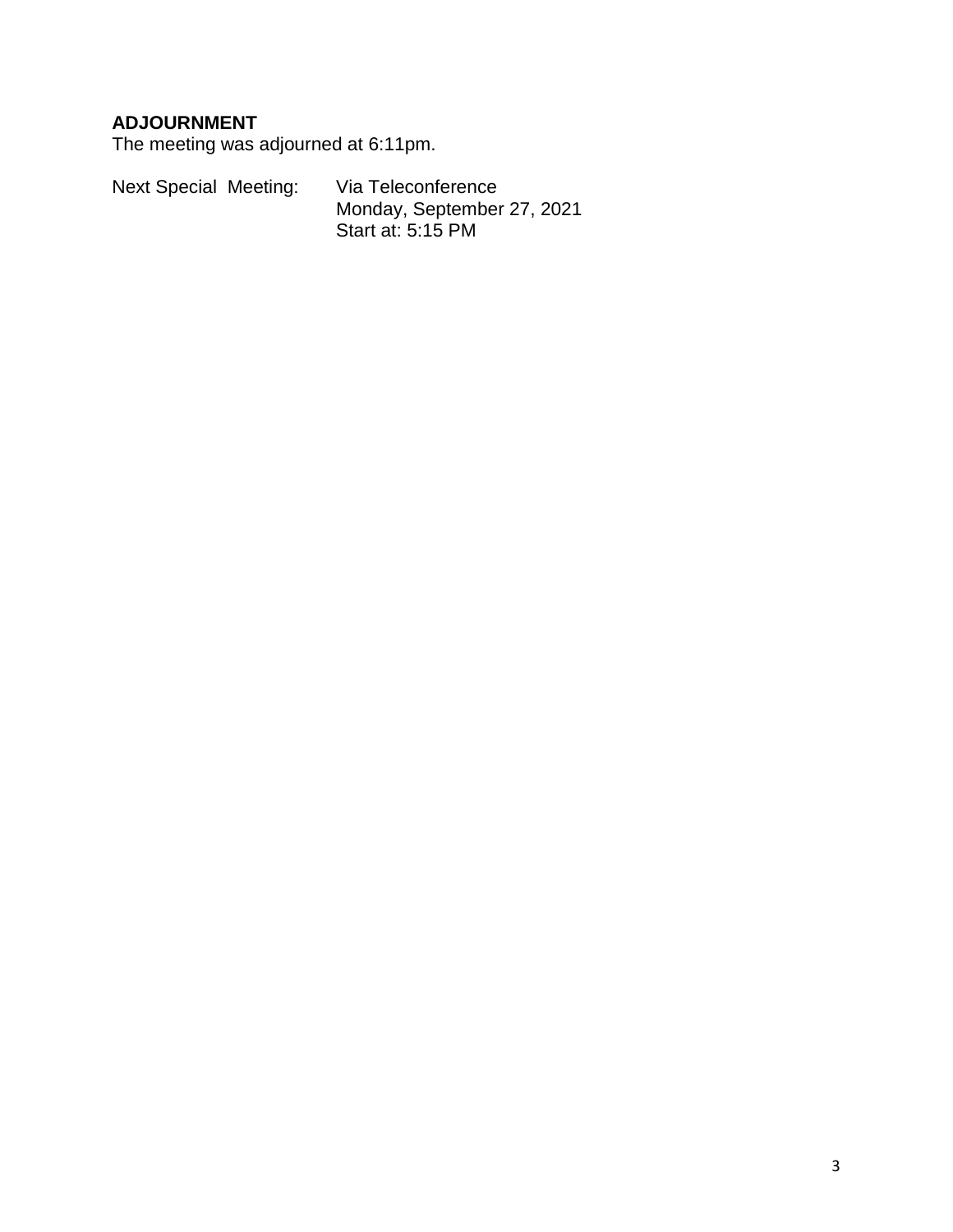**ADJOURNMENT**
The meeting was adjourned at 6:11pm.

Next Special Meeting: Via Teleconference
Monday, September 27, 2021
Start at: 5:15 PM